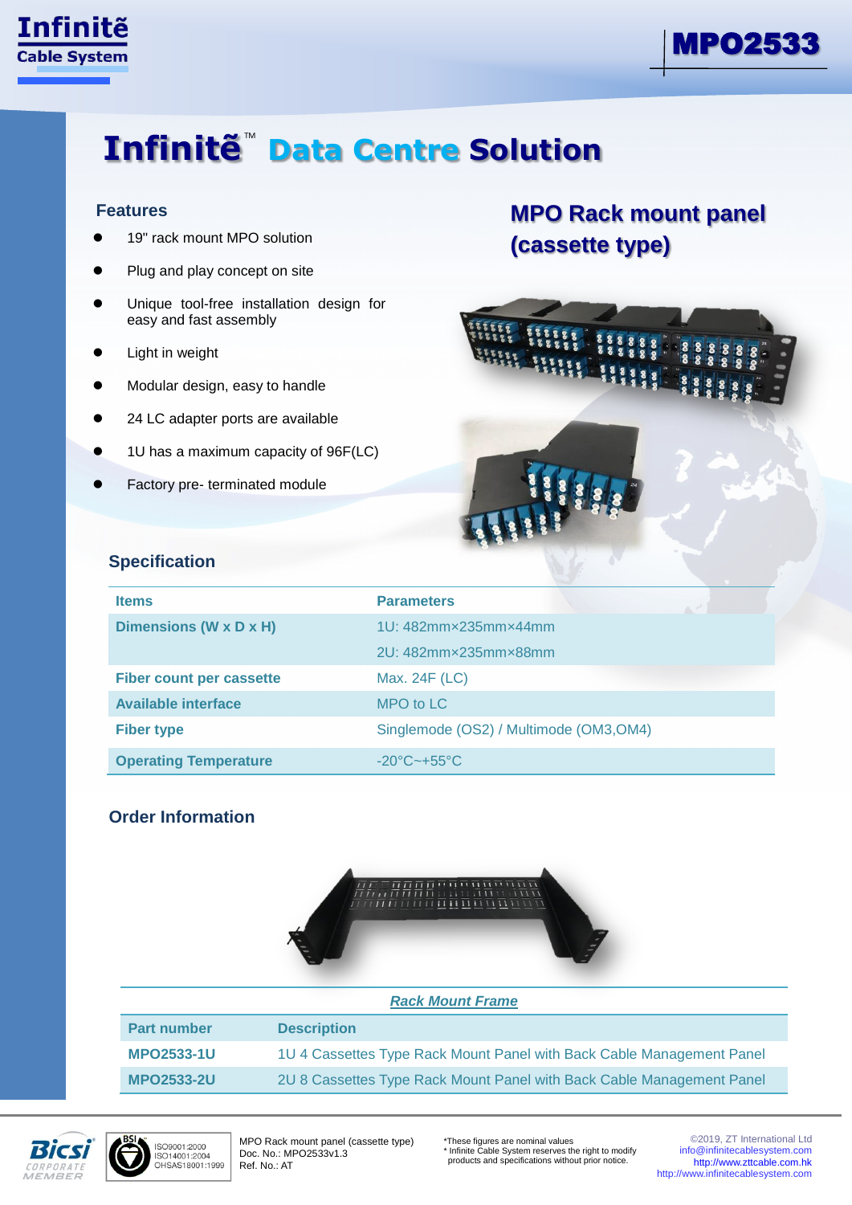# Infinitě™ Data Centre Solution

## MPO Rack mount panel (cassette type)

### Features

- 19" rack mount MPO solution
- Plug and play concept on site
- Unique tool-free installation design for easy and fast assembly
- Light in weight
- Modular design, easy to handle
- 24 LC adapter ports are available
- 1U has a maximum capacity of 96F(LC)
- Factory pre- terminated module

### Specification

| Items | Parameters |
|---|---|
| Dimensions (W x D x H) | 1U: 482mm×235mm×44mm |
| | 2U: 482mm×235mm×88mm |
| Fiber count per cassette | Max. 24F (LC) |
| Available interface | MPO to LC |
| Fiber type | Singlemode (OS2) / Multimode (OM3,OM4) |
| Operating Temperature | -20°C~+55°C |

### Order Information

*Rack Mount Frame*

| Part number | Description |
|---|---|
| MPO2533-1U | 1U 4 Cassettes Type Rack Mount Panel with Back Cable Management Panel |
| MPO2533-2U | 2U 8 Cassettes Type Rack Mount Panel with Back Cable Management Panel |

ISO9001:2000
ISO14001:2004
OHSAS18001:1999

MPO Rack mount panel (cassette type)
Doc. No.: MPO2533v1.3
Ref. No.: AT

*These figures are nominal values
* Infinite Cable System reserves the right to modify products and specifications without prior notice.

©2019, ZT International Ltd
info@infinitecablesystem.com
http://www.zttcable.com.hk
http://www.infinitecablesystem.com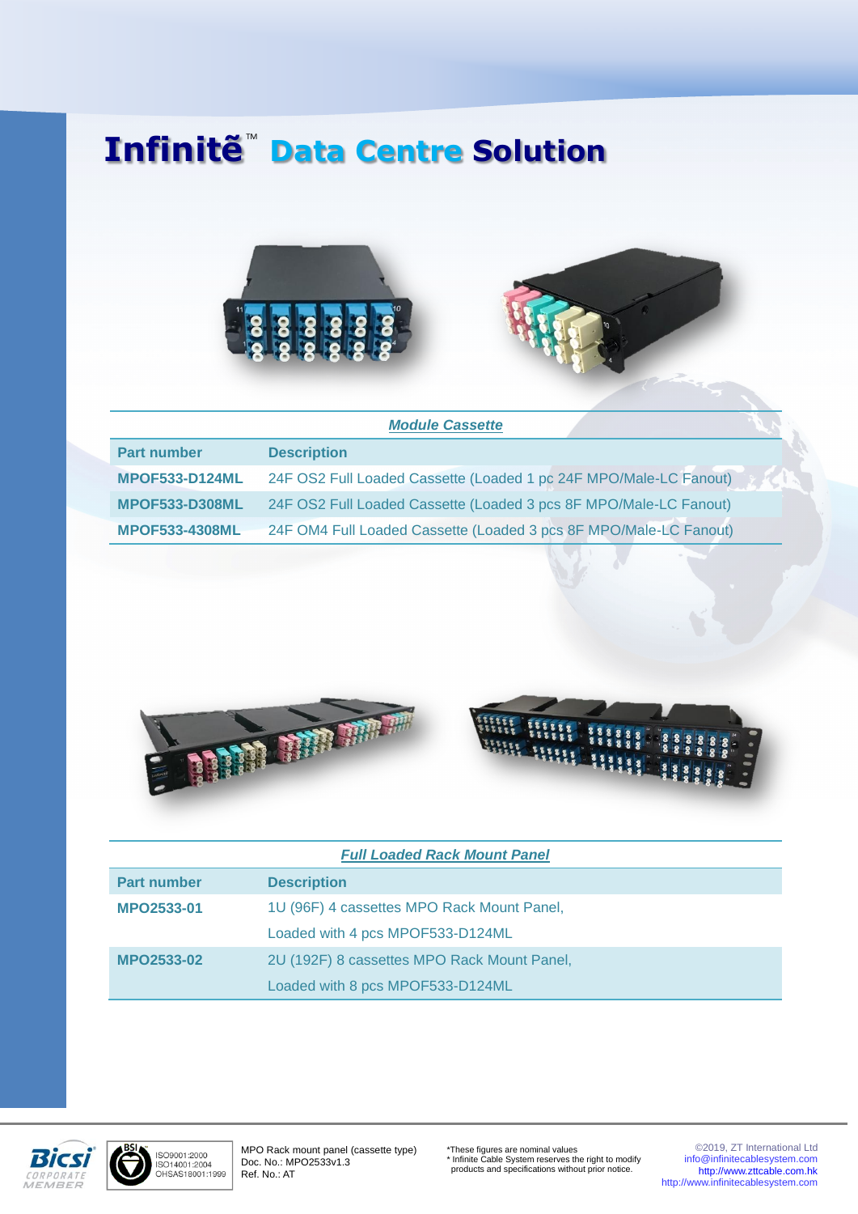# Infinitē™ Data Centre Solution

| Module Cassette | |
|---|---|
| **Part number** | **Description** |
| **MPOF533-D124ML** | 24F OS2 Full Loaded Cassette (Loaded 1 pc 24F MPO/Male-LC Fanout) |
| **MPOF533-D308ML** | 24F OS2 Full Loaded Cassette (Loaded 3 pcs 8F MPO/Male-LC Fanout) |
| **MPOF533-4308ML** | 24F OM4 Full Loaded Cassette (Loaded 3 pcs 8F MPO/Male-LC Fanout) |

| Full Loaded Rack Mount Panel | |
|---|---|
| **Part number** | **Description** |
| **MPO2533-01** | 1U (96F) 4 cassettes MPO Rack Mount Panel, Loaded with 4 pcs MPOF533-D124ML |
| **MPO2533-02** | 2U (192F) 8 cassettes MPO Rack Mount Panel, Loaded with 8 pcs MPOF533-D124ML |

ISO9001:2000
ISO14001:2004
OHSAS18001:1999

MPO Rack mount panel (cassette type)
Doc. No.: MPO2533v1.3
Ref. No.: AT

*These figures are nominal values
* Infinite Cable System reserves the right to modify products and specifications without prior notice.

©2019, ZT International Ltd
info@infinitecablesystem.com
http://www.zttcable.com.hk
http://www.infinitecablesystem.com